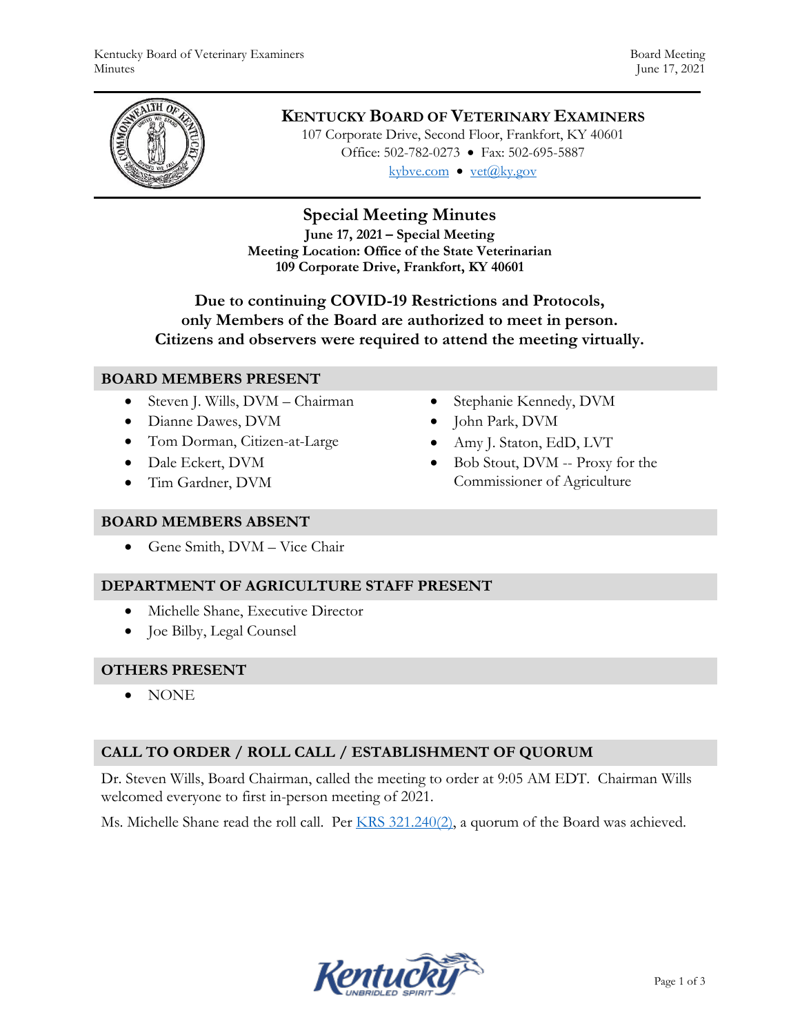# KENTUCKY BOARD OF VETERINARY EXAMINERS

107 Corporate Drive, Second Floor, Frankfort, KY 40601
Office: 502-782-0273 • Fax: 502-695-5887
kybve.com • vet@ky.gov

## Special Meeting Minutes

**June 17, 2021 – Special Meeting**
**Meeting Location: Office of the State Veterinarian**
**109 Corporate Drive, Frankfort, KY 40601**

**Due to continuing COVID-19 Restrictions and Protocols, only Members of the Board are authorized to meet in person. Citizens and observers were required to attend the meeting virtually.**

### BOARD MEMBERS PRESENT

- Steven J. Wills, DVM – Chairman
- Dianne Dawes, DVM
- Tom Dorman, Citizen-at-Large
- Dale Eckert, DVM
- Tim Gardner, DVM
- Stephanie Kennedy, DVM
- John Park, DVM
- Amy J. Staton, EdD, LVT
- Bob Stout, DVM -- Proxy for the Commissioner of Agriculture

### BOARD MEMBERS ABSENT

- Gene Smith, DVM – Vice Chair

### DEPARTMENT OF AGRICULTURE STAFF PRESENT

- Michelle Shane, Executive Director
- Joe Bilby, Legal Counsel

### OTHERS PRESENT

- NONE

### CALL TO ORDER / ROLL CALL / ESTABLISHMENT OF QUORUM

Dr. Steven Wills, Board Chairman, called the meeting to order at 9:05 AM EDT. Chairman Wills welcomed everyone to first in-person meeting of 2021.

Ms. Michelle Shane read the roll call. Per KRS 321.240(2), a quorum of the Board was achieved.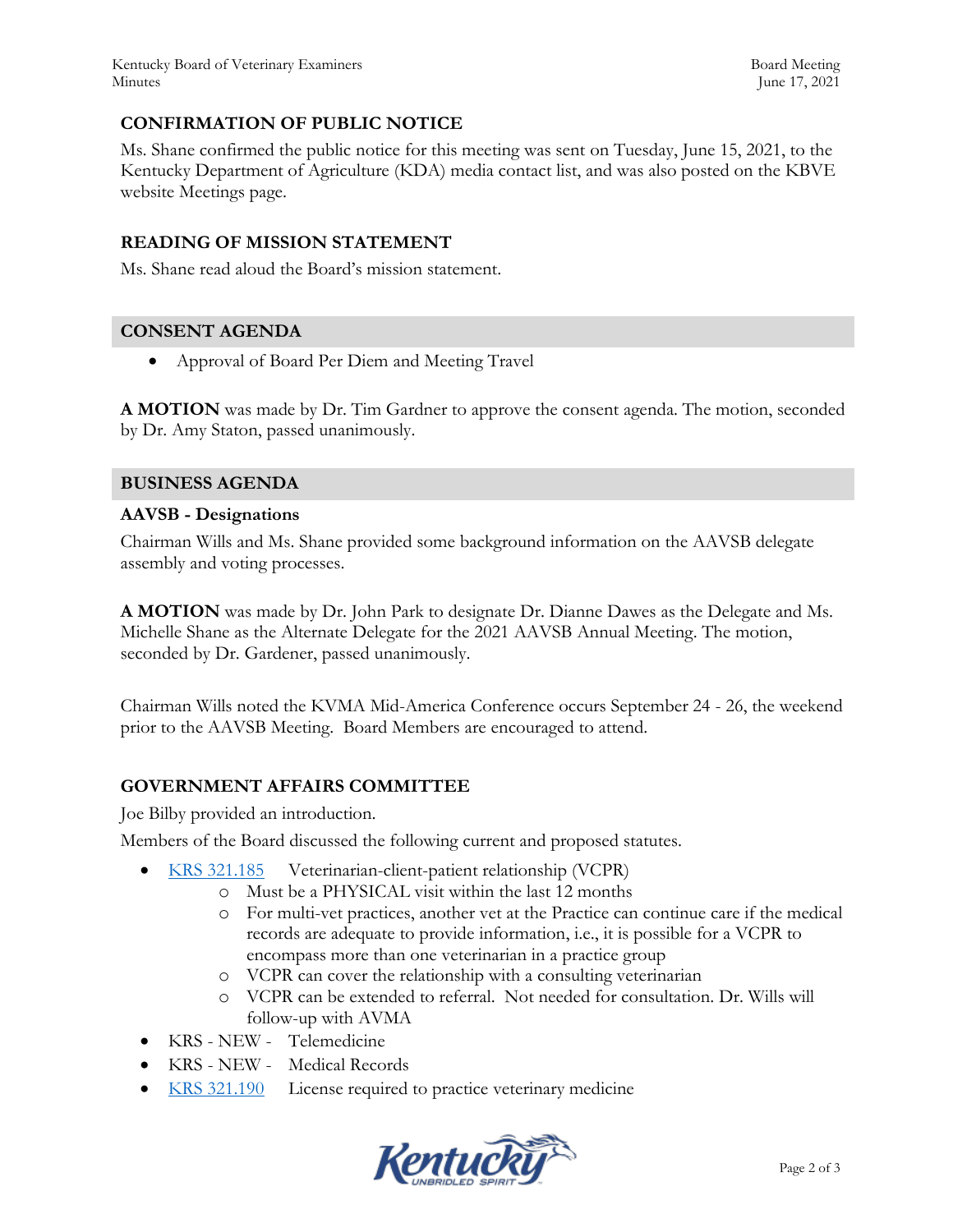### CONFIRMATION OF PUBLIC NOTICE

Ms. Shane confirmed the public notice for this meeting was sent on Tuesday, June 15, 2021, to the Kentucky Department of Agriculture (KDA) media contact list, and was also posted on the KBVE website Meetings page.

### READING OF MISSION STATEMENT

Ms. Shane read aloud the Board's mission statement.

### CONSENT AGENDA

- Approval of Board Per Diem and Meeting Travel

**A MOTION** was made by Dr. Tim Gardner to approve the consent agenda. The motion, seconded by Dr. Amy Staton, passed unanimously.

### BUSINESS AGENDA

**AAVSB - Designations**

Chairman Wills and Ms. Shane provided some background information on the AAVSB delegate assembly and voting processes.

**A MOTION** was made by Dr. John Park to designate Dr. Dianne Dawes as the Delegate and Ms. Michelle Shane as the Alternate Delegate for the 2021 AAVSB Annual Meeting. The motion, seconded by Dr. Gardener, passed unanimously.

Chairman Wills noted the KVMA Mid-America Conference occurs September 24 - 26, the weekend prior to the AAVSB Meeting. Board Members are encouraged to attend.

### GOVERNMENT AFFAIRS COMMITTEE

Joe Bilby provided an introduction.

Members of the Board discussed the following current and proposed statutes.

- KRS 321.185 Veterinarian-client-patient relationship (VCPR)
  - Must be a PHYSICAL visit within the last 12 months
  - For multi-vet practices, another vet at the Practice can continue care if the medical records are adequate to provide information, i.e., it is possible for a VCPR to encompass more than one veterinarian in a practice group
  - VCPR can cover the relationship with a consulting veterinarian
  - VCPR can be extended to referral. Not needed for consultation. Dr. Wills will follow-up with AVMA
- KRS - NEW - Telemedicine
- KRS - NEW - Medical Records
- KRS 321.190 License required to practice veterinary medicine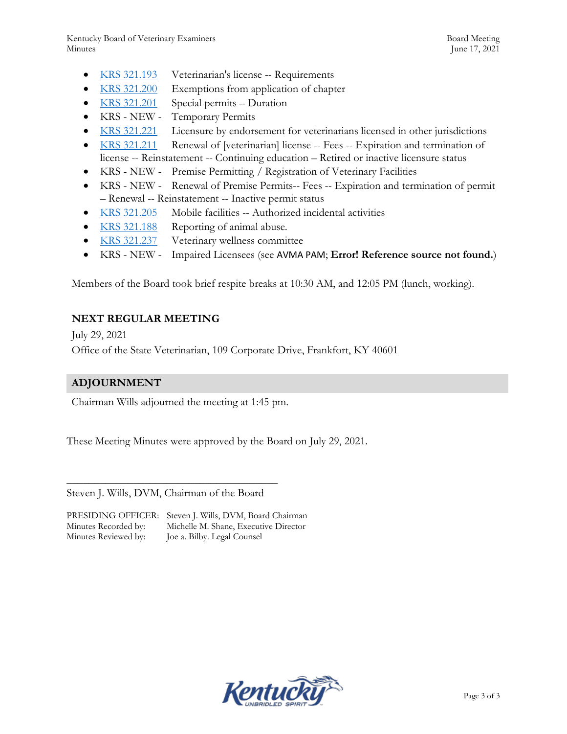- KRS 321.193 Veterinarian's license -- Requirements
- KRS 321.200 Exemptions from application of chapter
- KRS 321.201 Special permits – Duration
- KRS - NEW - Temporary Permits
- KRS 321.221 Licensure by endorsement for veterinarians licensed in other jurisdictions
- KRS 321.211 Renewal of [veterinarian] license -- Fees -- Expiration and termination of license -- Reinstatement -- Continuing education – Retired or inactive licensure status
- KRS - NEW - Premise Permitting / Registration of Veterinary Facilities
- KRS - NEW - Renewal of Premise Permits-- Fees -- Expiration and termination of permit – Renewal -- Reinstatement -- Inactive permit status
- KRS 321.205 Mobile facilities -- Authorized incidental activities
- KRS 321.188 Reporting of animal abuse.
- KRS 321.237 Veterinary wellness committee
- KRS - NEW - Impaired Licensees (see AVMA PAM; **Error! Reference source not found.**)

Members of the Board took brief respite breaks at 10:30 AM, and 12:05 PM (lunch, working).

### NEXT REGULAR MEETING

July 29, 2021

Office of the State Veterinarian, 109 Corporate Drive, Frankfort, KY 40601

## ADJOURNMENT

Chairman Wills adjourned the meeting at 1:45 pm.

These Meeting Minutes were approved by the Board on July 29, 2021.

\_\_\_\_\_\_\_\_\_\_\_\_\_\_\_\_\_\_\_\_\_\_\_\_\_\_\_\_\_\_\_\_\_\_\_\_\_\_\_\_

Steven J. Wills, DVM, Chairman of the Board

PRESIDING OFFICER: Steven J. Wills, DVM, Board Chairman
Minutes Recorded by: Michelle M. Shane, Executive Director
Minutes Reviewed by: Joe a. Bilby. Legal Counsel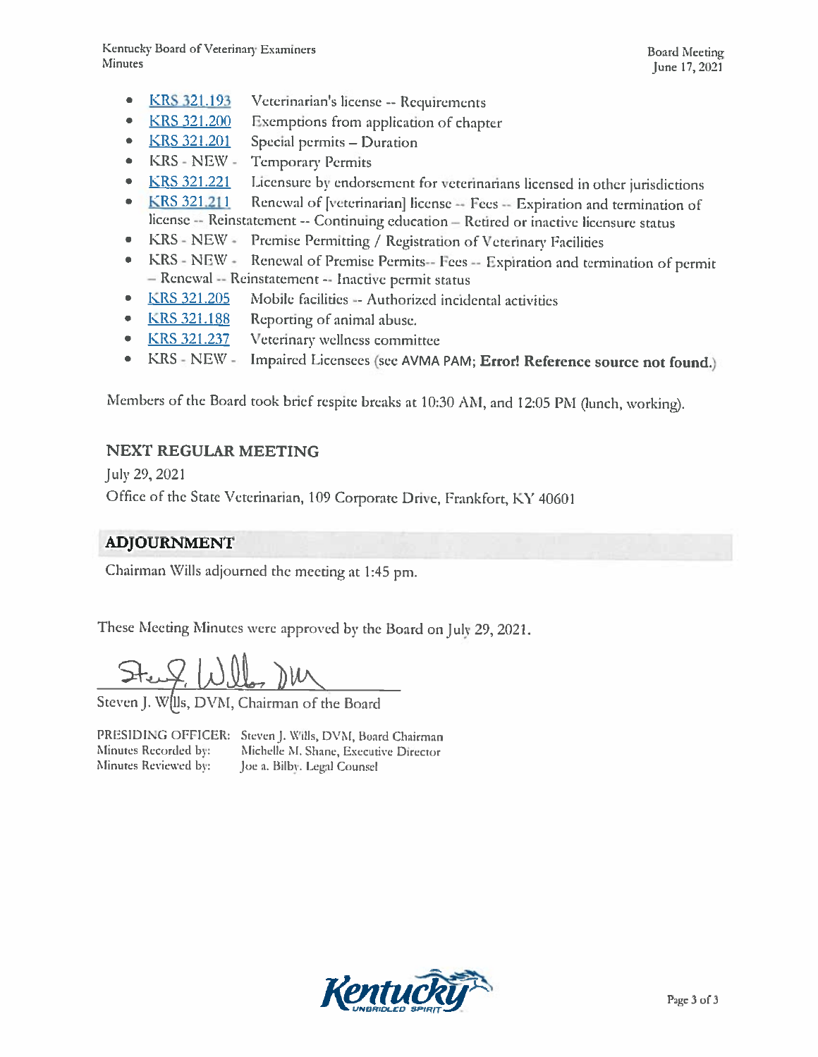- KRS 321.193 Veterinarian's license -- Requirements
- KRS 321.200 Exemptions from application of chapter
- KRS 321.201 Special permits – Duration
- KRS - NEW - Temporary Permits
- KRS 321.221 Licensure by endorsement for veterinarians licensed in other jurisdictions
- KRS 321.211 Renewal of [veterinarian] license -- Fees -- Expiration and termination of license -- Reinstatement -- Continuing education – Retired or inactive licensure status
- KRS - NEW - Premise Permitting / Registration of Veterinary Facilities
- KRS - NEW - Renewal of Premise Permits-- Fees -- Expiration and termination of permit – Renewal -- Reinstatement -- Inactive permit status
- KRS 321.205 Mobile facilities -- Authorized incidental activities
- KRS 321.188 Reporting of animal abuse.
- KRS 321.237 Veterinary wellness committee
- KRS - NEW - Impaired Licensees (see AVMA PAM; **Error! Reference source not found.**)

Members of the Board took brief respite breaks at 10:30 AM, and 12:05 PM (lunch, working).

## NEXT REGULAR MEETING

July 29, 2021

Office of the State Veterinarian, 109 Corporate Drive, Frankfort, KY 40601

## ADJOURNMENT

Chairman Wills adjourned the meeting at 1:45 pm.

These Meeting Minutes were approved by the Board on July 29, 2021.

Steven J. Wills, DVM, Chairman of the Board

PRESIDING OFFICER: Steven J. Wills, DVM, Board Chairman
Minutes Recorded by: Michelle M. Shane, Executive Director
Minutes Reviewed by: Joe a. Bilby. Legal Counsel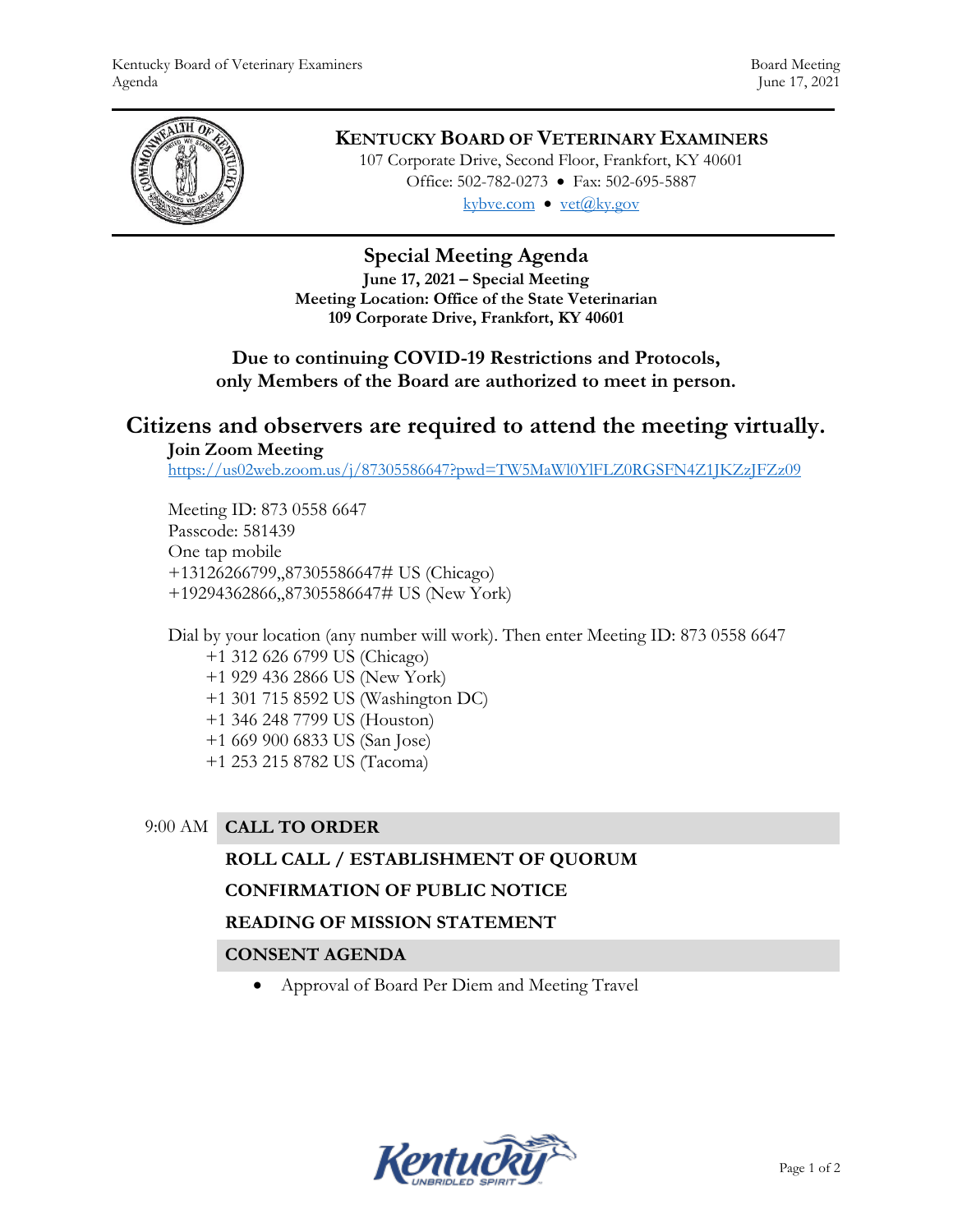# KENTUCKY BOARD OF VETERINARY EXAMINERS

107 Corporate Drive, Second Floor, Frankfort, KY 40601
Office: 502-782-0273 • Fax: 502-695-5887
kybve.com • vet@ky.gov

## Special Meeting Agenda

**June 17, 2021 – Special Meeting**
**Meeting Location: Office of the State Veterinarian**
**109 Corporate Drive, Frankfort, KY 40601**

**Due to continuing COVID-19 Restrictions and Protocols, only Members of the Board are authorized to meet in person.**

## Citizens and observers are required to attend the meeting virtually.

**Join Zoom Meeting**
https://us02web.zoom.us/j/87305586647?pwd=TW5MaWl0YlFLZ0RGSFN4Z1JKZzJFZz09

Meeting ID: 873 0558 6647
Passcode: 581439
One tap mobile
+13126266799,,87305586647# US (Chicago)
+19294362866,,87305586647# US (New York)

Dial by your location (any number will work). Then enter Meeting ID: 873 0558 6647
+1 312 626 6799 US (Chicago)
+1 929 436 2866 US (New York)
+1 301 715 8592 US (Washington DC)
+1 346 248 7799 US (Houston)
+1 669 900 6833 US (San Jose)
+1 253 215 8782 US (Tacoma)

9:00 AM **CALL TO ORDER**

**ROLL CALL / ESTABLISHMENT OF QUORUM**

**CONFIRMATION OF PUBLIC NOTICE**

**READING OF MISSION STATEMENT**

**CONSENT AGENDA**

- Approval of Board Per Diem and Meeting Travel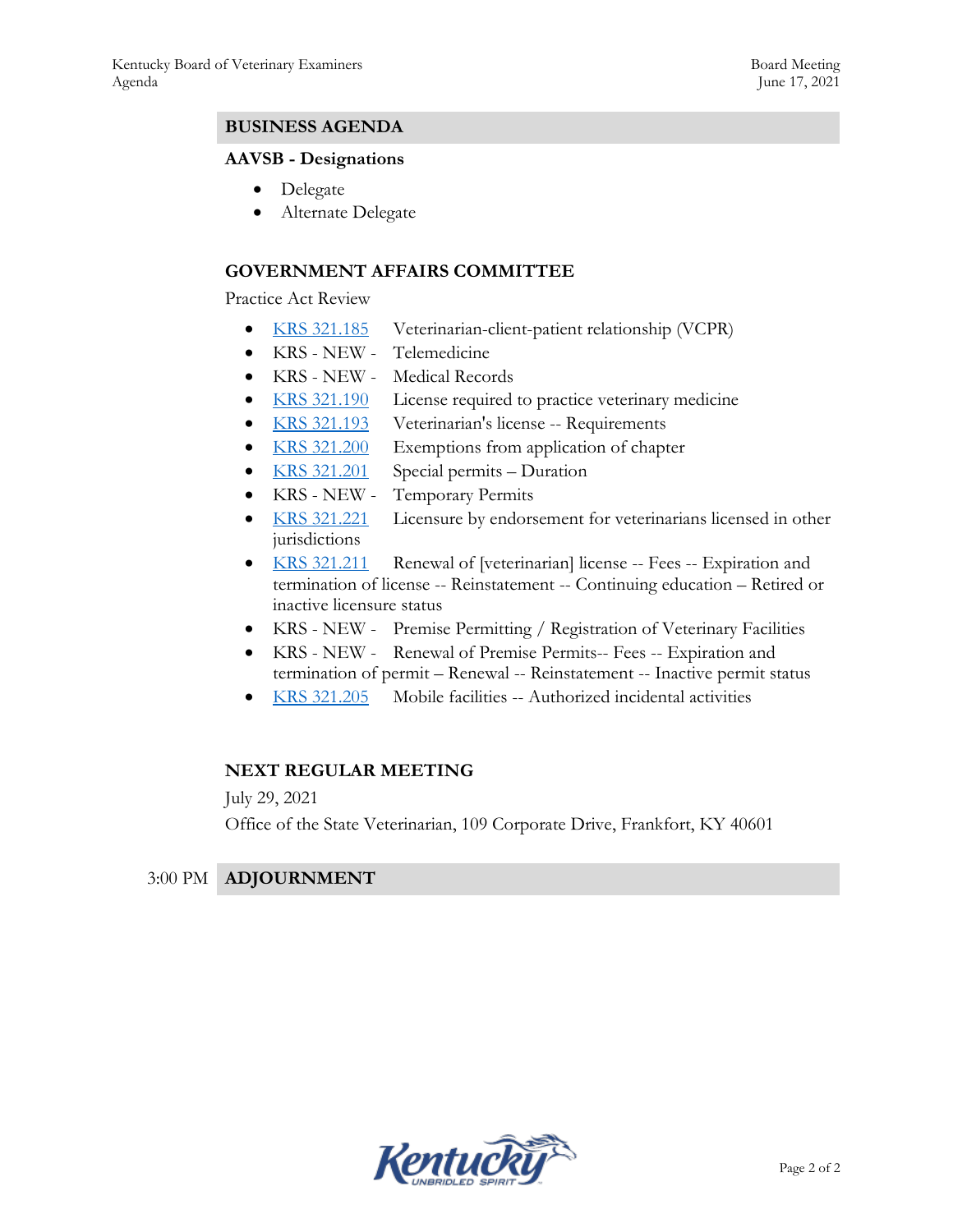## BUSINESS AGENDA

### AAVSB - Designations

- Delegate
- Alternate Delegate

### GOVERNMENT AFFAIRS COMMITTEE

Practice Act Review

- KRS 321.185 Veterinarian-client-patient relationship (VCPR)
- KRS - NEW - Telemedicine
- KRS - NEW - Medical Records
- KRS 321.190 License required to practice veterinary medicine
- KRS 321.193 Veterinarian's license -- Requirements
- KRS 321.200 Exemptions from application of chapter
- KRS 321.201 Special permits – Duration
- KRS - NEW - Temporary Permits
- KRS 321.221 Licensure by endorsement for veterinarians licensed in other jurisdictions
- KRS 321.211 Renewal of [veterinarian] license -- Fees -- Expiration and termination of license -- Reinstatement -- Continuing education – Retired or inactive licensure status
- KRS - NEW - Premise Permitting / Registration of Veterinary Facilities
- KRS - NEW - Renewal of Premise Permits-- Fees -- Expiration and termination of permit – Renewal -- Reinstatement -- Inactive permit status
- KRS 321.205 Mobile facilities -- Authorized incidental activities

### NEXT REGULAR MEETING

July 29, 2021

Office of the State Veterinarian, 109 Corporate Drive, Frankfort, KY 40601

3:00 PM **ADJOURNMENT**